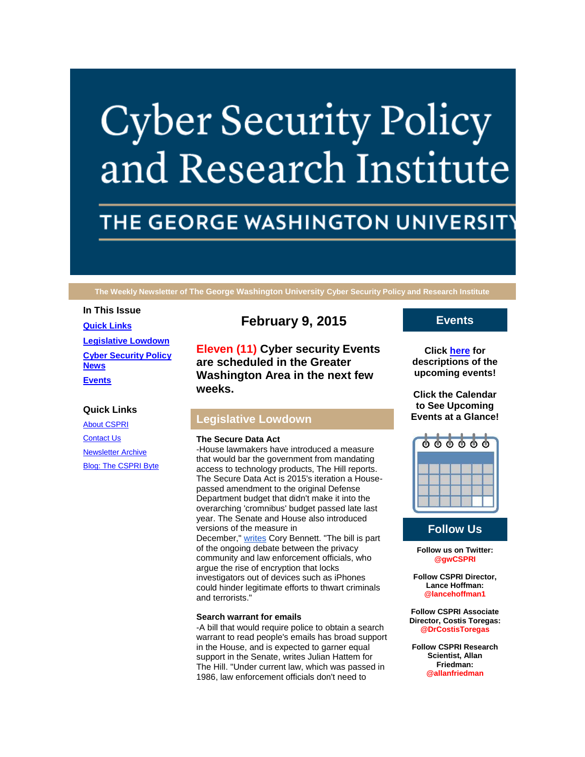# Cyber Security Policy and Research Institute

## THE GEORGE WASHINGTON UNIVERSITY

The Weekly Newsletter of The George Washington University Cyber Security Policy and Research Institute

### In This Issue

[Quick Links](#)

[Legislative Lowdown](#)

[Cyber Security Policy News](#)

[Events](#)

### Quick Links

[About CSPRI](#)

[Contact Us](#)

[Newsletter Archive](#)

[Blog: The CSPRI Byte](#)

## February 9, 2015

**Eleven (11) Cyber security Events are scheduled in the Greater Washington Area in the next few weeks.**

## Legislative Lowdown

**The Secure Data Act**

-House lawmakers have introduced a measure that would bar the government from mandating access to technology products, The Hill reports. The Secure Data Act is 2015's iteration a House-passed amendment to the original Defense Department budget that didn't make it into the overarching 'cromnibus' budget passed late last year. The Senate and House also introduced versions of the measure in December," [writes](#) Cory Bennett. "The bill is part of the ongoing debate between the privacy community and law enforcement officials, who argue the rise of encryption that locks investigators out of devices such as iPhones could hinder legitimate efforts to thwart criminals and terrorists."

**Search warrant for emails**

-A bill that would require police to obtain a search warrant to read people's emails has broad support in the House, and is expected to garner equal support in the Senate, writes Julian Hattem for The Hill. "Under current law, which was passed in 1986, law enforcement officials don't need to

## Events

**Click [here](#) for descriptions of the upcoming events!**

**Click the Calendar to See Upcoming Events at a Glance!**

## Follow Us

**Follow us on Twitter:** @gwCSPRI

**Follow CSPRI Director, Lance Hoffman:** @lancehoffman1

**Follow CSPRI Associate Director, Costis Toregas:** @DrCostisToregas

**Follow CSPRI Research Scientist, Allan Friedman:** @allanfriedman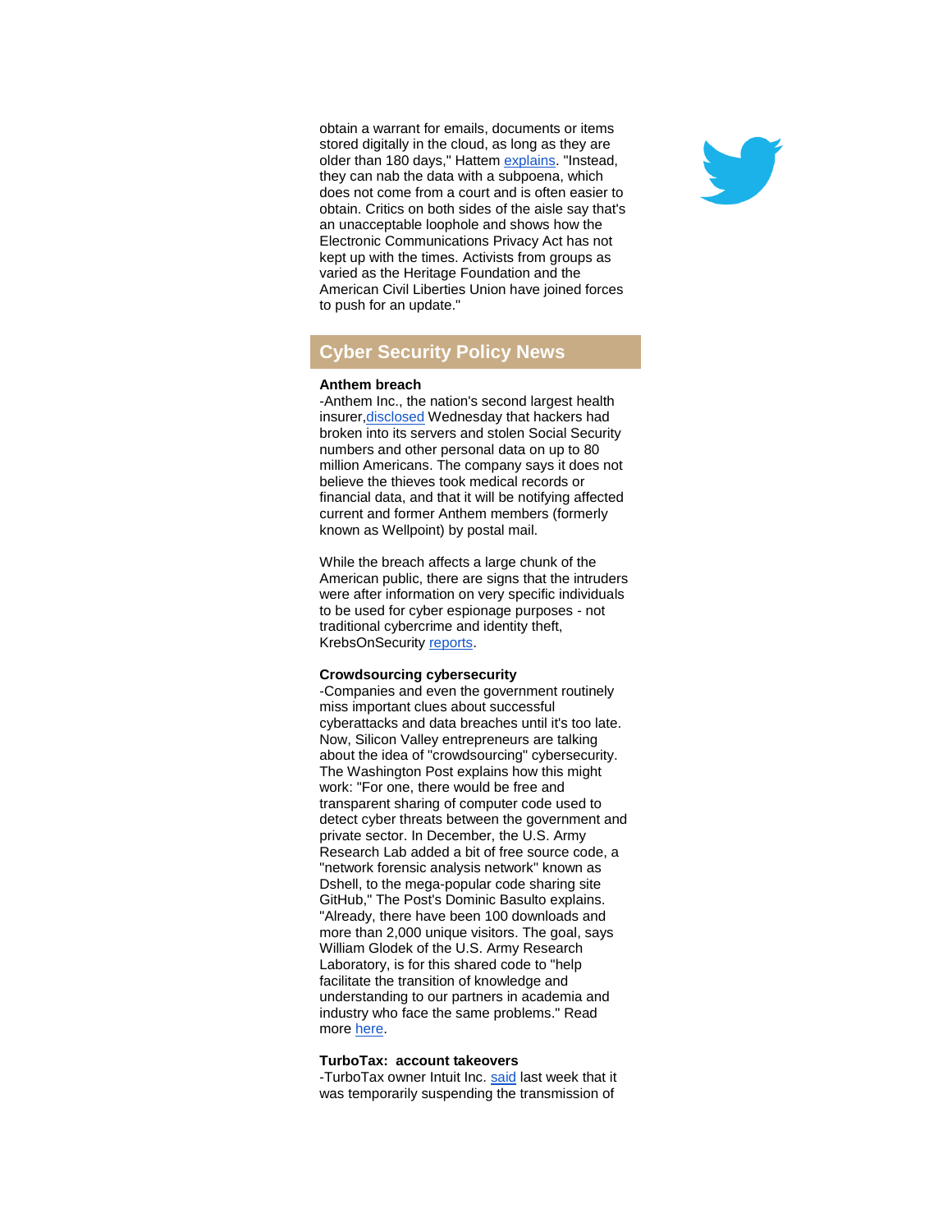obtain a warrant for emails, documents or items stored digitally in the cloud, as long as they are older than 180 days," Hattem explains. "Instead, they can nab the data with a subpoena, which does not come from a court and is often easier to obtain. Critics on both sides of the aisle say that's an unacceptable loophole and shows how the Electronic Communications Privacy Act has not kept up with the times. Activists from groups as varied as the Heritage Foundation and the American Civil Liberties Union have joined forces to push for an update."

## Cyber Security Policy News

**Anthem breach**

-Anthem Inc., the nation's second largest health insurer,disclosed Wednesday that hackers had broken into its servers and stolen Social Security numbers and other personal data on up to 80 million Americans. The company says it does not believe the thieves took medical records or financial data, and that it will be notifying affected current and former Anthem members (formerly known as Wellpoint) by postal mail.

While the breach affects a large chunk of the American public, there are signs that the intruders were after information on very specific individuals to be used for cyber espionage purposes - not traditional cybercrime and identity theft, KrebsOnSecurity reports.

**Crowdsourcing cybersecurity**

-Companies and even the government routinely miss important clues about successful cyberattacks and data breaches until it's too late. Now, Silicon Valley entrepreneurs are talking about the idea of "crowdsourcing" cybersecurity. The Washington Post explains how this might work: "For one, there would be free and transparent sharing of computer code used to detect cyber threats between the government and private sector. In December, the U.S. Army Research Lab added a bit of free source code, a "network forensic analysis network" known as Dshell, to the mega-popular code sharing site GitHub," The Post's Dominic Basulto explains. "Already, there have been 100 downloads and more than 2,000 unique visitors. The goal, says William Glodek of the U.S. Army Research Laboratory, is for this shared code to "help facilitate the transition of knowledge and understanding to our partners in academia and industry who face the same problems." Read more here.

**TurboTax: account takeovers**

-TurboTax owner Intuit Inc. said last week that it was temporarily suspending the transmission of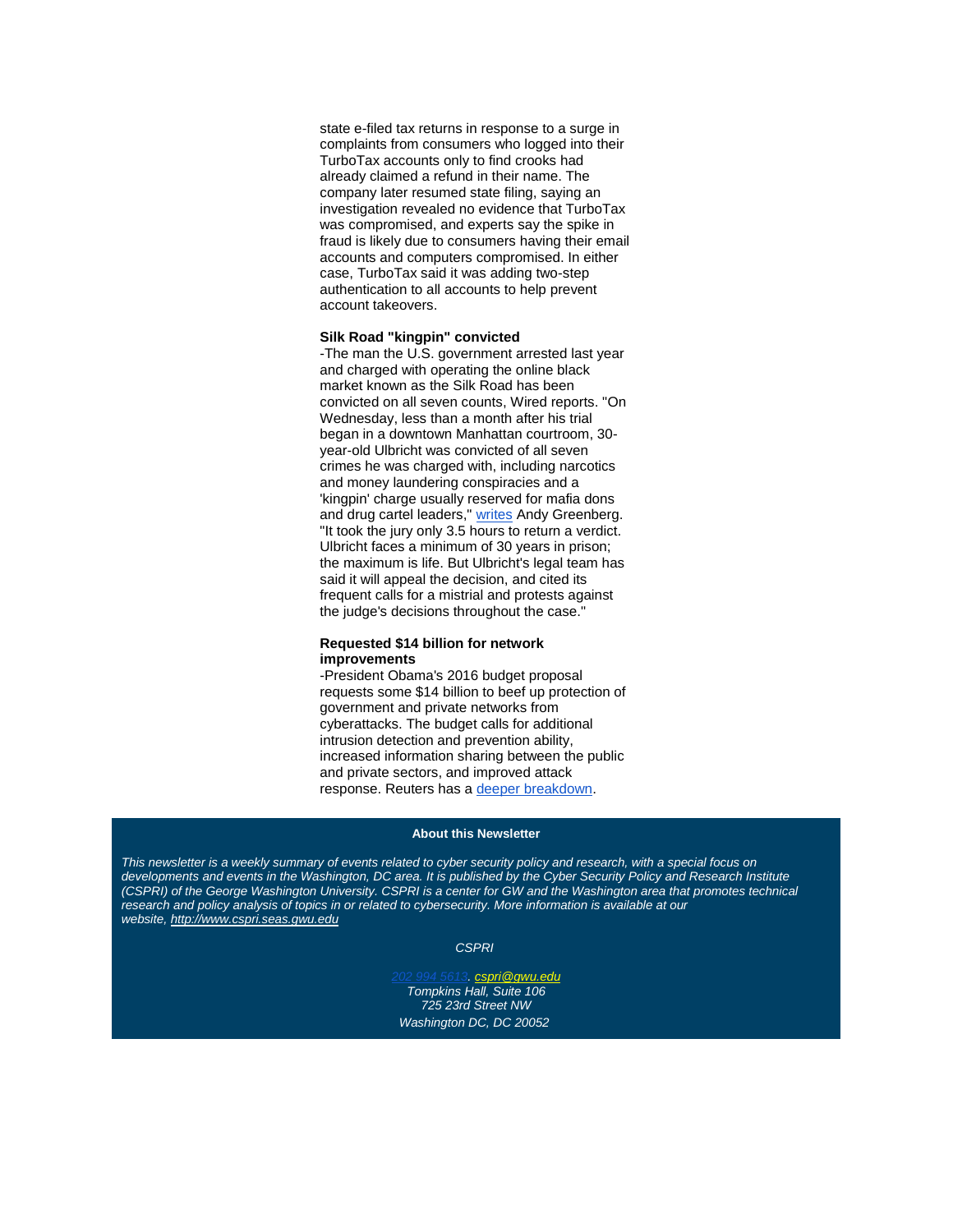state e-filed tax returns in response to a surge in complaints from consumers who logged into their TurboTax accounts only to find crooks had already claimed a refund in their name. The company later resumed state filing, saying an investigation revealed no evidence that TurboTax was compromised, and experts say the spike in fraud is likely due to consumers having their email accounts and computers compromised. In either case, TurboTax said it was adding two-step authentication to all accounts to help prevent account takeovers.

**Silk Road "kingpin" convicted**

-The man the U.S. government arrested last year and charged with operating the online black market known as the Silk Road has been convicted on all seven counts, Wired reports. "On Wednesday, less than a month after his trial began in a downtown Manhattan courtroom, 30-year-old Ulbricht was convicted of all seven crimes he was charged with, including narcotics and money laundering conspiracies and a 'kingpin' charge usually reserved for mafia dons and drug cartel leaders," writes Andy Greenberg. "It took the jury only 3.5 hours to return a verdict. Ulbricht faces a minimum of 30 years in prison; the maximum is life. But Ulbricht's legal team has said it will appeal the decision, and cited its frequent calls for a mistrial and protests against the judge's decisions throughout the case."

**Requested $14 billion for network improvements**

-President Obama's 2016 budget proposal requests some $14 billion to beef up protection of government and private networks from cyberattacks. The budget calls for additional intrusion detection and prevention ability, increased information sharing between the public and private sectors, and improved attack response. Reuters has a deeper breakdown.

**About this Newsletter**

*This newsletter is a weekly summary of events related to cyber security policy and research, with a special focus on developments and events in the Washington, DC area. It is published by the Cyber Security Policy and Research Institute (CSPRI) of the George Washington University. CSPRI is a center for GW and the Washington area that promotes technical research and policy analysis of topics in or related to cybersecurity. More information is available at our website, http://www.cspri.seas.gwu.edu*

*CSPRI*

*202 994 5613, cspri@gwu.edu*
*Tompkins Hall, Suite 106*
*725 23rd Street NW*
*Washington DC, DC 20052*